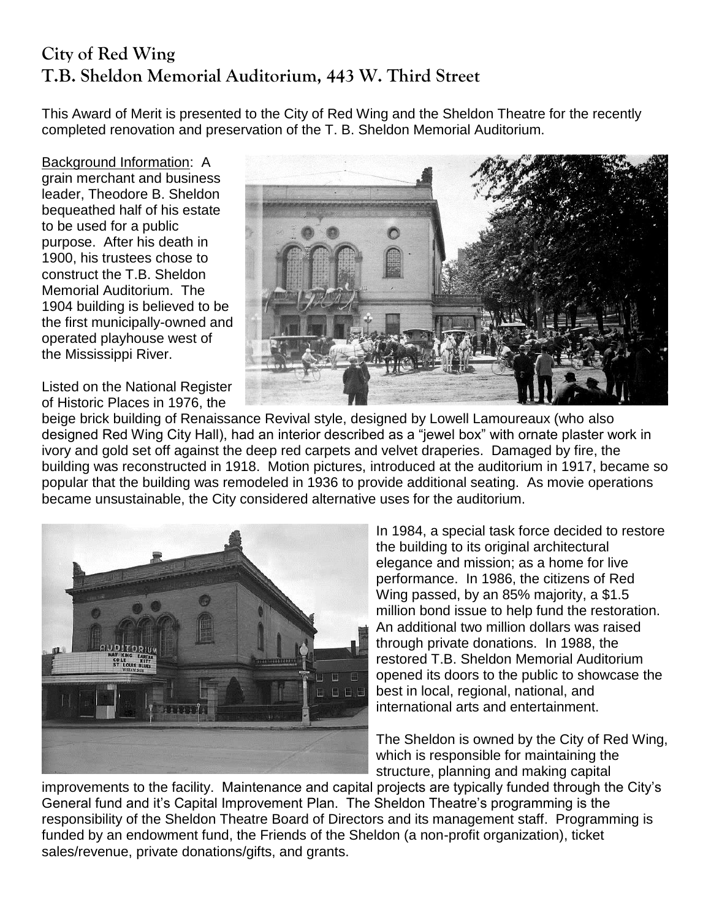# City of Red Wing
## T.B. Sheldon Memorial Auditorium, 443 W. Third Street

This Award of Merit is presented to the City of Red Wing and the Sheldon Theatre for the recently completed renovation and preservation of the T. B. Sheldon Memorial Auditorium.

Background Information: A grain merchant and business leader, Theodore B. Sheldon bequeathed half of his estate to be used for a public purpose. After his death in 1900, his trustees chose to construct the T.B. Sheldon Memorial Auditorium. The 1904 building is believed to be the first municipally-owned and operated playhouse west of the Mississippi River.

Listed on the National Register of Historic Places in 1976, the beige brick building of Renaissance Revival style, designed by Lowell Lamoureaux (who also designed Red Wing City Hall), had an interior described as a "jewel box" with ornate plaster work in ivory and gold set off against the deep red carpets and velvet draperies. Damaged by fire, the building was reconstructed in 1918. Motion pictures, introduced at the auditorium in 1917, became so popular that the building was remodeled in 1936 to provide additional seating. As movie operations became unsustainable, the City considered alternative uses for the auditorium.

In 1984, a special task force decided to restore the building to its original architectural elegance and mission; as a home for live performance. In 1986, the citizens of Red Wing passed, by an 85% majority, a $1.5 million bond issue to help fund the restoration. An additional two million dollars was raised through private donations. In 1988, the restored T.B. Sheldon Memorial Auditorium opened its doors to the public to showcase the best in local, regional, national, and international arts and entertainment.

The Sheldon is owned by the City of Red Wing, which is responsible for maintaining the structure, planning and making capital improvements to the facility. Maintenance and capital projects are typically funded through the City's General fund and it's Capital Improvement Plan. The Sheldon Theatre's programming is the responsibility of the Sheldon Theatre Board of Directors and its management staff. Programming is funded by an endowment fund, the Friends of the Sheldon (a non-profit organization), ticket sales/revenue, private donations/gifts, and grants.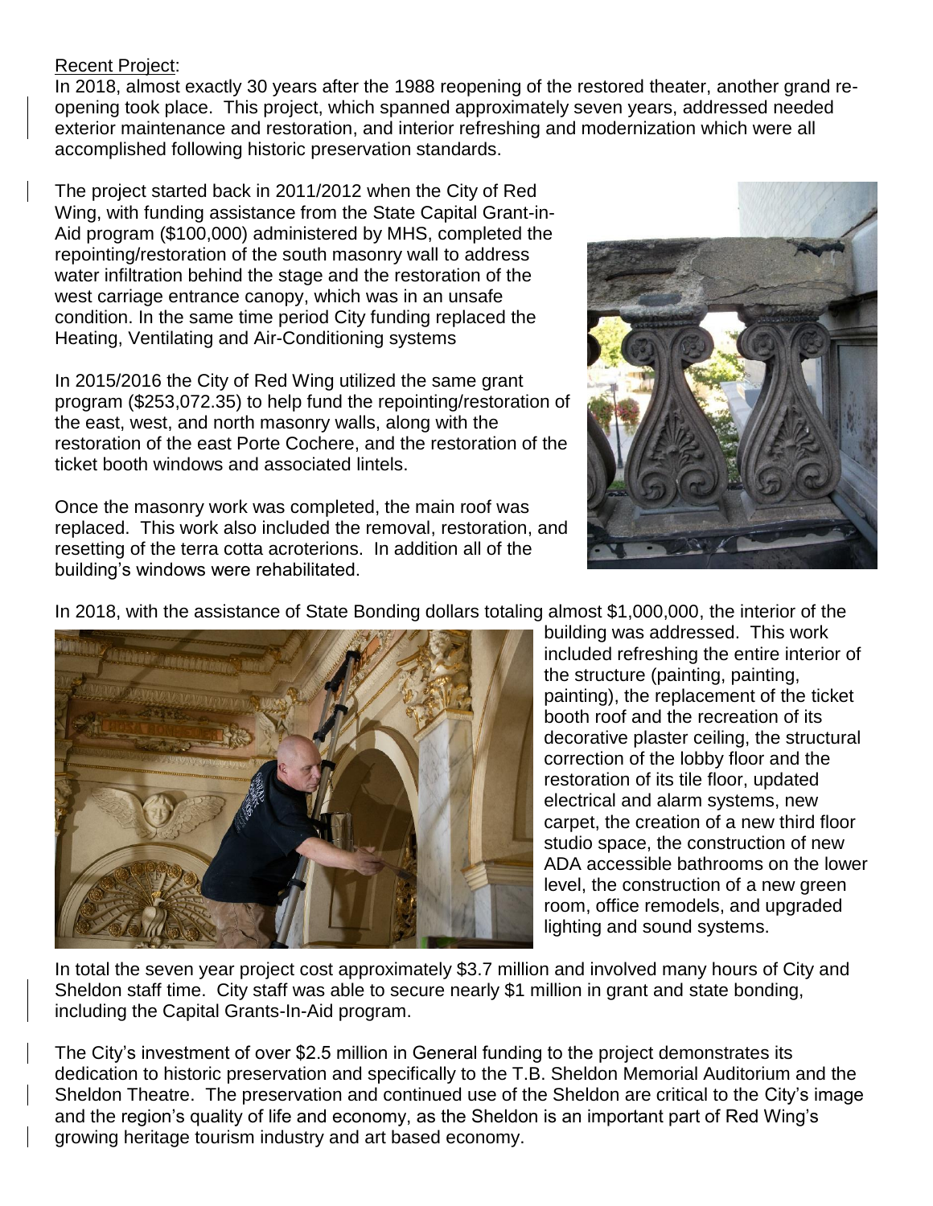Recent Project:

In 2018, almost exactly 30 years after the 1988 reopening of the restored theater, another grand re-opening took place. This project, which spanned approximately seven years, addressed needed exterior maintenance and restoration, and interior refreshing and modernization which were all accomplished following historic preservation standards.

The project started back in 2011/2012 when the City of Red Wing, with funding assistance from the State Capital Grant-in-Aid program ($100,000) administered by MHS, completed the repointing/restoration of the south masonry wall to address water infiltration behind the stage and the restoration of the west carriage entrance canopy, which was in an unsafe condition. In the same time period City funding replaced the Heating, Ventilating and Air-Conditioning systems

In 2015/2016 the City of Red Wing utilized the same grant program ($253,072.35) to help fund the repointing/restoration of the east, west, and north masonry walls, along with the restoration of the east Porte Cochere, and the restoration of the ticket booth windows and associated lintels.

Once the masonry work was completed, the main roof was replaced. This work also included the removal, restoration, and resetting of the terra cotta acroterions. In addition all of the building's windows were rehabilitated.

In 2018, with the assistance of State Bonding dollars totaling almost $1,000,000, the interior of the building was addressed. This work included refreshing the entire interior of the structure (painting, painting, painting), the replacement of the ticket booth roof and the recreation of its decorative plaster ceiling, the structural correction of the lobby floor and the restoration of its tile floor, updated electrical and alarm systems, new carpet, the creation of a new third floor studio space, the construction of new ADA accessible bathrooms on the lower level, the construction of a new green room, office remodels, and upgraded lighting and sound systems.

In total the seven year project cost approximately $3.7 million and involved many hours of City and Sheldon staff time. City staff was able to secure nearly $1 million in grant and state bonding, including the Capital Grants-In-Aid program.

The City's investment of over $2.5 million in General funding to the project demonstrates its dedication to historic preservation and specifically to the T.B. Sheldon Memorial Auditorium and the Sheldon Theatre. The preservation and continued use of the Sheldon are critical to the City's image and the region's quality of life and economy, as the Sheldon is an important part of Red Wing's growing heritage tourism industry and art based economy.